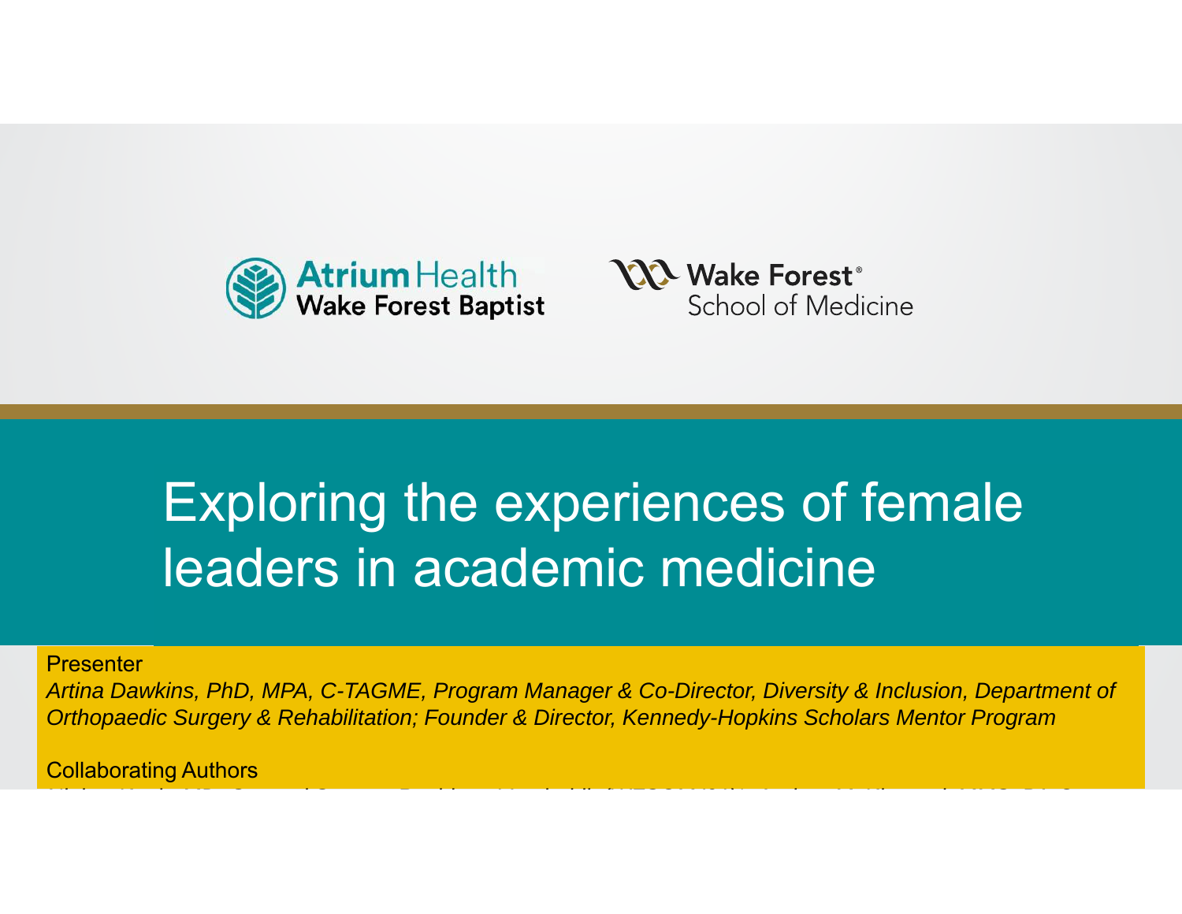Atrium Health Wake Forest Baptist

Wake Forest® School of Medicine

# Exploring the experiences of female leaders in academic medicine

Presenter

*Artina Dawkins, PhD, MPA, C-TAGME, Program Manager & Co-Director, Diversity & Inclusion, Department of Orthopaedic Surgery & Rehabilitation; Founder & Director, Kennedy-Hopkins Scholars Mentor Program*

Collaborating Authors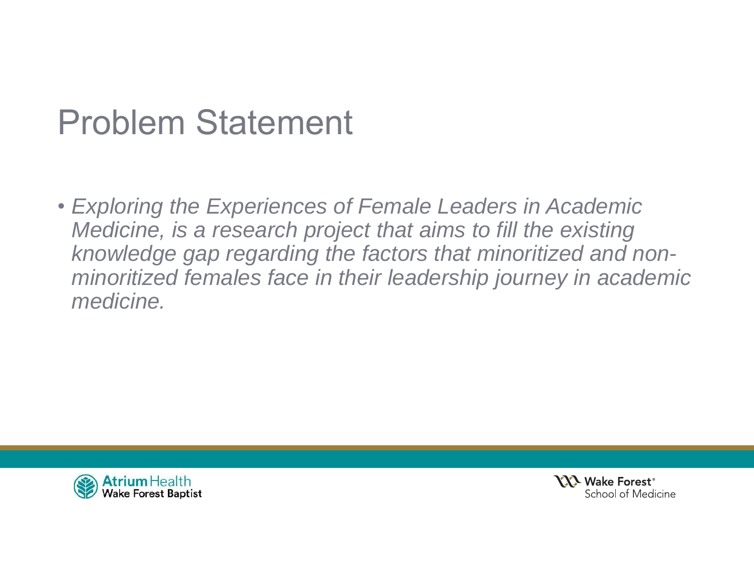# Problem Statement

- *Exploring the Experiences of Female Leaders in Academic Medicine, is a research project that aims to fill the existing knowledge gap regarding the factors that minoritized and non-minoritized females face in their leadership journey in academic medicine.*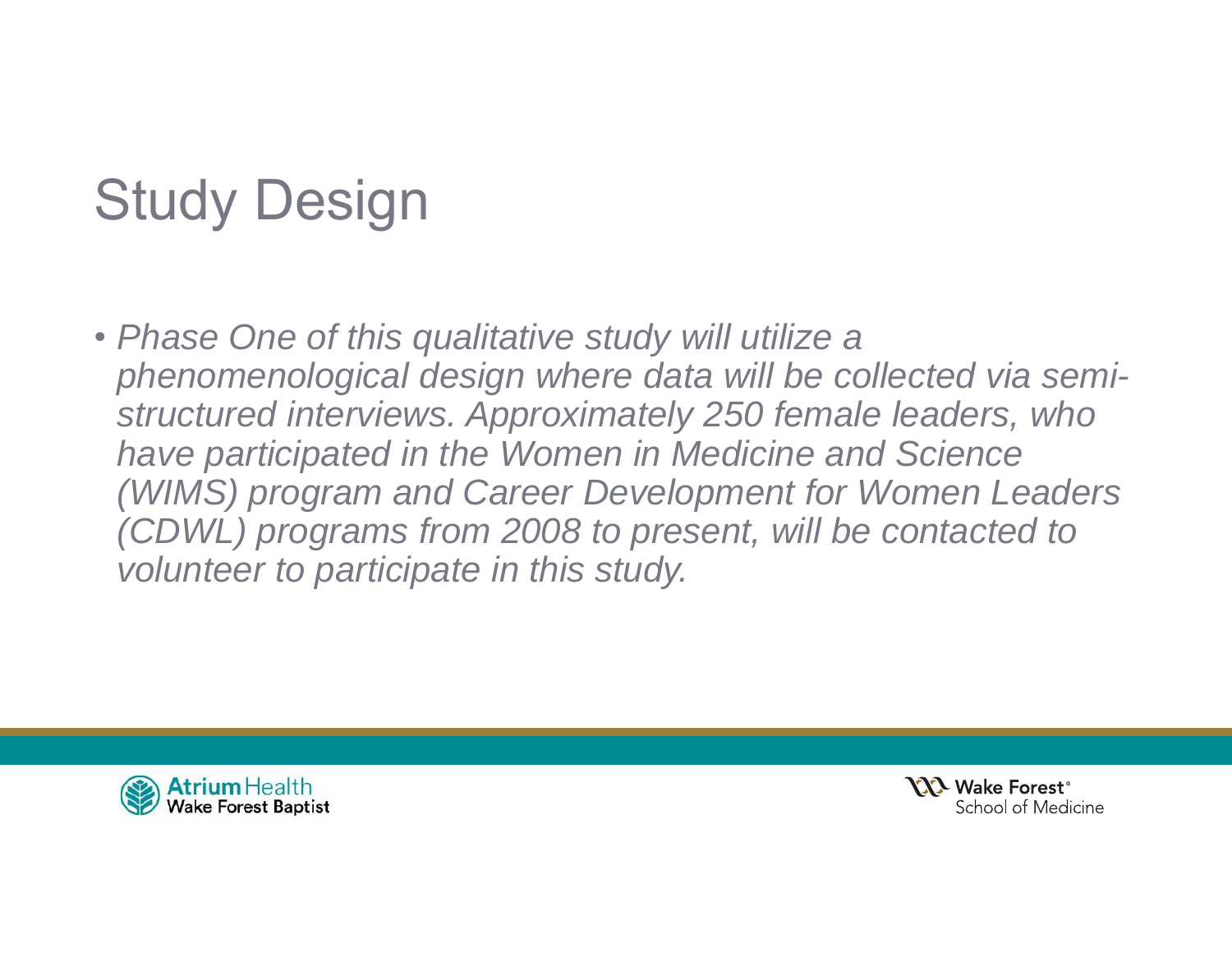# Study Design

- *Phase One of this qualitative study will utilize a phenomenological design where data will be collected via semi-structured interviews. Approximately 250 female leaders, who have participated in the Women in Medicine and Science (WIMS) program and Career Development for Women Leaders (CDWL) programs from 2008 to present, will be contacted to volunteer to participate in this study.*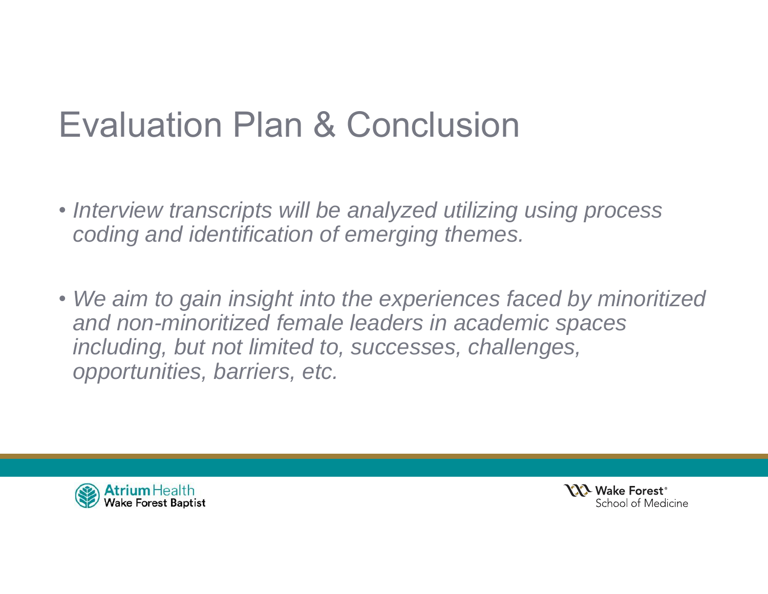# Evaluation Plan & Conclusion

- *Interview transcripts will be analyzed utilizing using process coding and identification of emerging themes.*

- *We aim to gain insight into the experiences faced by minoritized and non-minoritized female leaders in academic spaces including, but not limited to, successes, challenges, opportunities, barriers, etc.*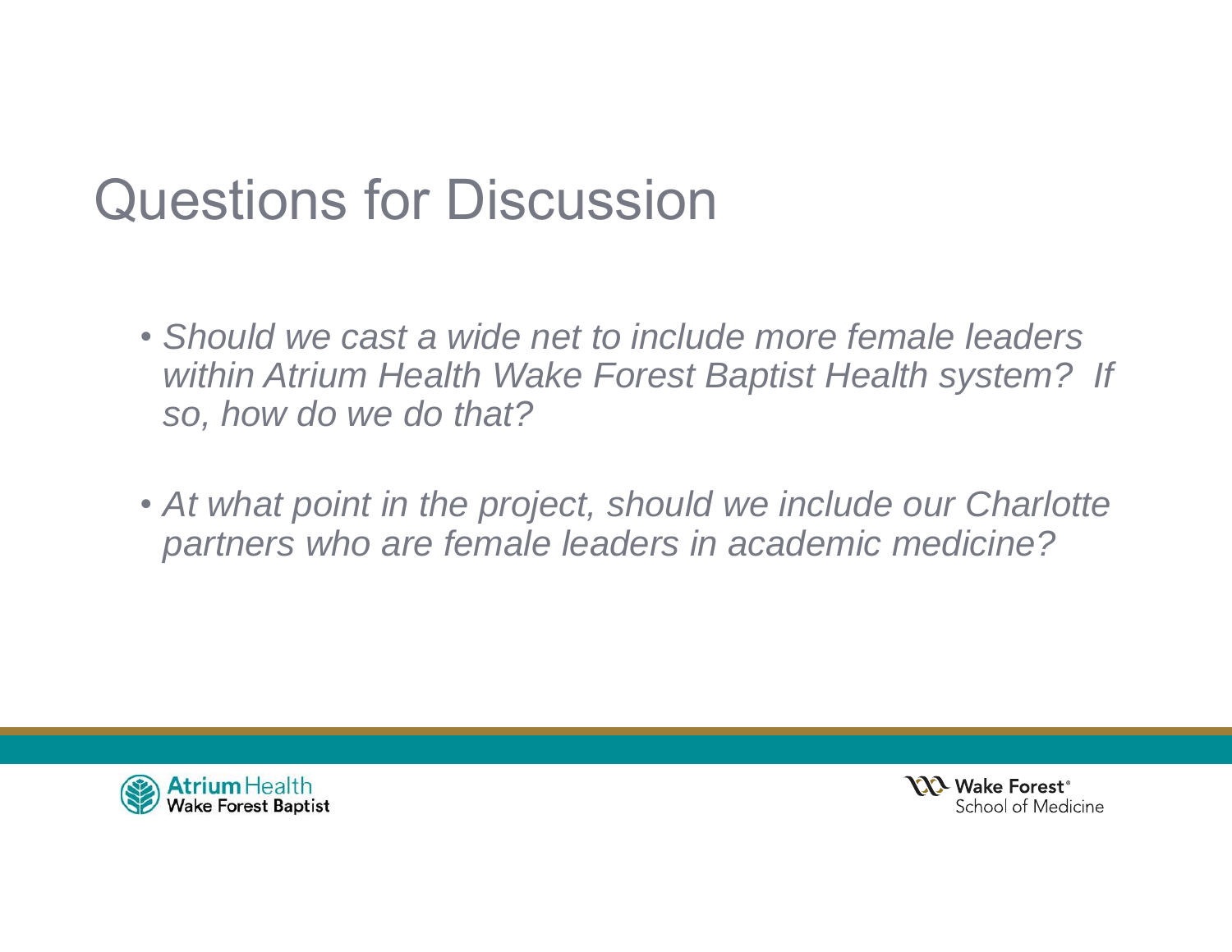# Questions for Discussion

- *Should we cast a wide net to include more female leaders within Atrium Health Wake Forest Baptist Health system? If so, how do we do that?*

- *At what point in the project, should we include our Charlotte partners who are female leaders in academic medicine?*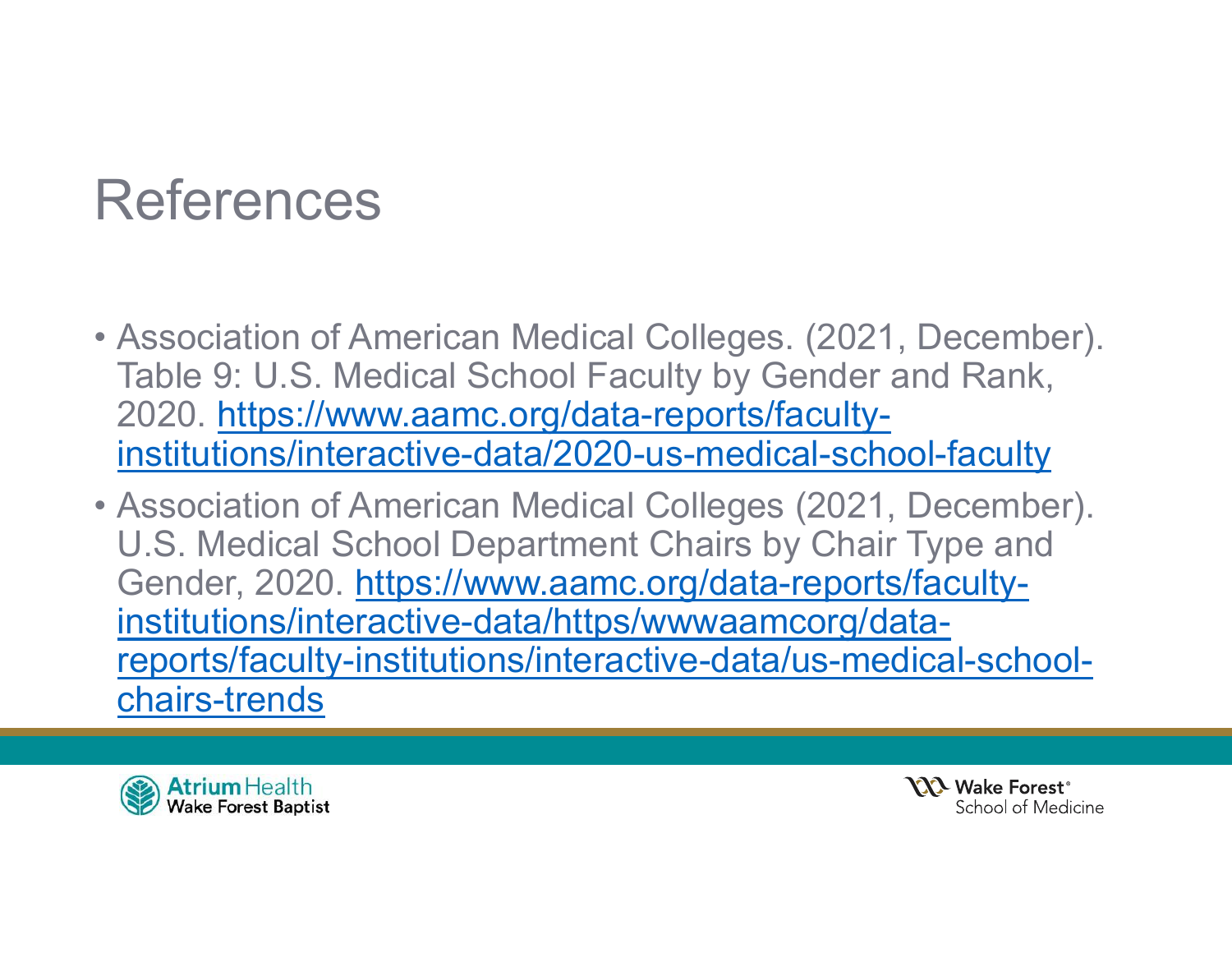# References

- Association of American Medical Colleges. (2021, December). Table 9: U.S. Medical School Faculty by Gender and Rank, 2020. https://www.aamc.org/data-reports/faculty-institutions/interactive-data/2020-us-medical-school-faculty
- Association of American Medical Colleges (2021, December). U.S. Medical School Department Chairs by Chair Type and Gender, 2020. https://www.aamc.org/data-reports/faculty-institutions/interactive-data/https/wwwaamcorg/data-reports/faculty-institutions/interactive-data/us-medical-school-chairs-trends